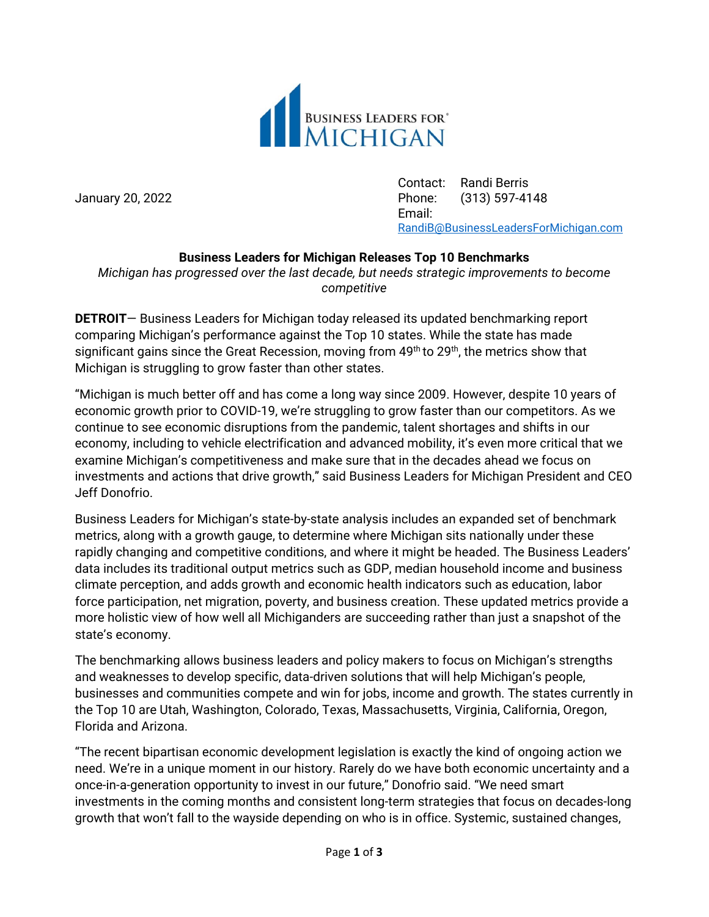BUSINESS LEADERS FOR MICHIGAN

January 20, 2022

Contact: Randi Berris
Phone: (313) 597-4148
Email: RandiB@BusinessLeadersForMichigan.com

**Business Leaders for Michigan Releases Top 10 Benchmarks**

*Michigan has progressed over the last decade, but needs strategic improvements to become competitive*

**DETROIT**— Business Leaders for Michigan today released its updated benchmarking report comparing Michigan's performance against the Top 10 states. While the state has made significant gains since the Great Recession, moving from 49th to 29th, the metrics show that Michigan is struggling to grow faster than other states.

"Michigan is much better off and has come a long way since 2009. However, despite 10 years of economic growth prior to COVID-19, we're struggling to grow faster than our competitors. As we continue to see economic disruptions from the pandemic, talent shortages and shifts in our economy, including to vehicle electrification and advanced mobility, it's even more critical that we examine Michigan's competitiveness and make sure that in the decades ahead we focus on investments and actions that drive growth," said Business Leaders for Michigan President and CEO Jeff Donofrio.

Business Leaders for Michigan's state-by-state analysis includes an expanded set of benchmark metrics, along with a growth gauge, to determine where Michigan sits nationally under these rapidly changing and competitive conditions, and where it might be headed. The Business Leaders' data includes its traditional output metrics such as GDP, median household income and business climate perception, and adds growth and economic health indicators such as education, labor force participation, net migration, poverty, and business creation. These updated metrics provide a more holistic view of how well all Michiganders are succeeding rather than just a snapshot of the state's economy.

The benchmarking allows business leaders and policy makers to focus on Michigan's strengths and weaknesses to develop specific, data-driven solutions that will help Michigan's people, businesses and communities compete and win for jobs, income and growth. The states currently in the Top 10 are Utah, Washington, Colorado, Texas, Massachusetts, Virginia, California, Oregon, Florida and Arizona.

"The recent bipartisan economic development legislation is exactly the kind of ongoing action we need. We're in a unique moment in our history. Rarely do we have both economic uncertainty and a once-in-a-generation opportunity to invest in our future," Donofrio said. "We need smart investments in the coming months and consistent long-term strategies that focus on decades-long growth that won't fall to the wayside depending on who is in office. Systemic, sustained changes,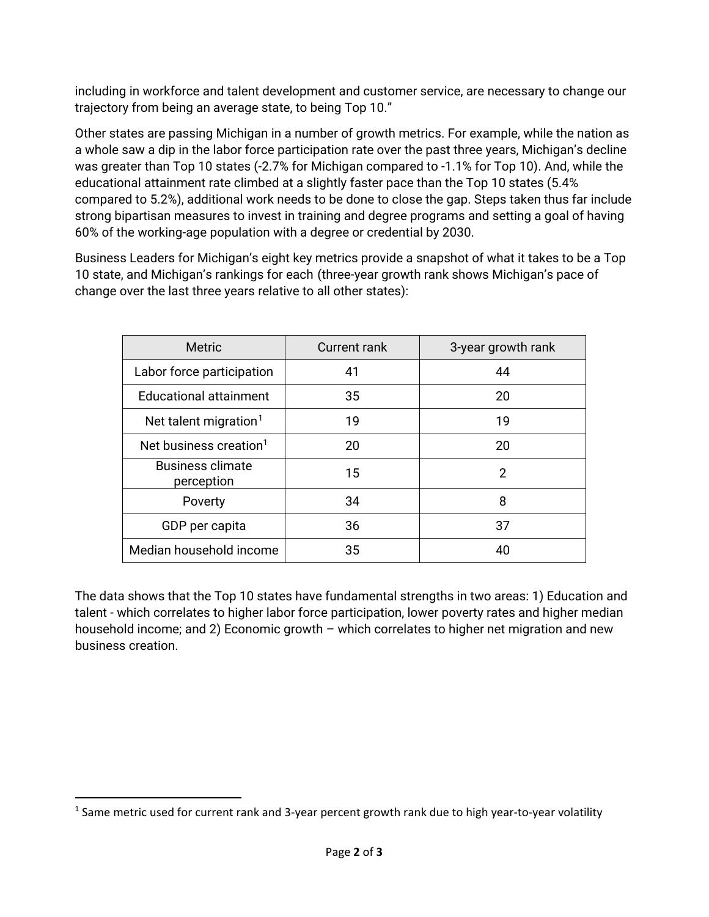including in workforce and talent development and customer service, are necessary to change our trajectory from being an average state, to being Top 10."

Other states are passing Michigan in a number of growth metrics. For example, while the nation as a whole saw a dip in the labor force participation rate over the past three years, Michigan's decline was greater than Top 10 states (-2.7% for Michigan compared to -1.1% for Top 10). And, while the educational attainment rate climbed at a slightly faster pace than the Top 10 states (5.4% compared to 5.2%), additional work needs to be done to close the gap. Steps taken thus far include strong bipartisan measures to invest in training and degree programs and setting a goal of having 60% of the working-age population with a degree or credential by 2030.

Business Leaders for Michigan's eight key metrics provide a snapshot of what it takes to be a Top 10 state, and Michigan's rankings for each (three-year growth rank shows Michigan's pace of change over the last three years relative to all other states):

| Metric | Current rank | 3-year growth rank |
|---|---|---|
| Labor force participation | 41 | 44 |
| Educational attainment | 35 | 20 |
| Net talent migration[1] | 19 | 19 |
| Net business creation[1] | 20 | 20 |
| Business climate perception | 15 | 2 |
| Poverty | 34 | 8 |
| GDP per capita | 36 | 37 |
| Median household income | 35 | 40 |

The data shows that the Top 10 states have fundamental strengths in two areas: 1) Education and talent - which correlates to higher labor force participation, lower poverty rates and higher median household income; and 2) Economic growth – which correlates to higher net migration and new business creation.

[1] Same metric used for current rank and 3-year percent growth rank due to high year-to-year volatility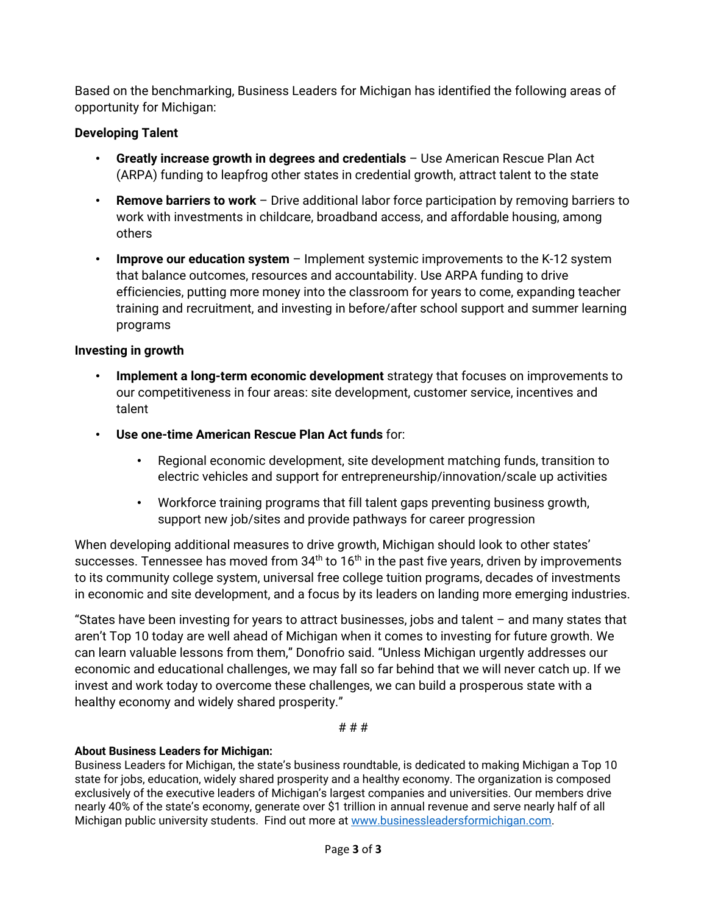Based on the benchmarking, Business Leaders for Michigan has identified the following areas of opportunity for Michigan:

**Developing Talent**

- **Greatly increase growth in degrees and credentials** – Use American Rescue Plan Act (ARPA) funding to leapfrog other states in credential growth, attract talent to the state
- **Remove barriers to work** – Drive additional labor force participation by removing barriers to work with investments in childcare, broadband access, and affordable housing, among others
- **Improve our education system** – Implement systemic improvements to the K-12 system that balance outcomes, resources and accountability. Use ARPA funding to drive efficiencies, putting more money into the classroom for years to come, expanding teacher training and recruitment, and investing in before/after school support and summer learning programs

**Investing in growth**

- **Implement a long-term economic development** strategy that focuses on improvements to our competitiveness in four areas: site development, customer service, incentives and talent
- **Use one-time American Rescue Plan Act funds** for:
  - Regional economic development, site development matching funds, transition to electric vehicles and support for entrepreneurship/innovation/scale up activities
  - Workforce training programs that fill talent gaps preventing business growth, support new job/sites and provide pathways for career progression

When developing additional measures to drive growth, Michigan should look to other states' successes. Tennessee has moved from 34th to 16th in the past five years, driven by improvements to its community college system, universal free college tuition programs, decades of investments in economic and site development, and a focus by its leaders on landing more emerging industries.

"States have been investing for years to attract businesses, jobs and talent – and many states that aren't Top 10 today are well ahead of Michigan when it comes to investing for future growth. We can learn valuable lessons from them," Donofrio said. "Unless Michigan urgently addresses our economic and educational challenges, we may fall so far behind that we will never catch up. If we invest and work today to overcome these challenges, we can build a prosperous state with a healthy economy and widely shared prosperity."

# # #

**About Business Leaders for Michigan:**
Business Leaders for Michigan, the state's business roundtable, is dedicated to making Michigan a Top 10 state for jobs, education, widely shared prosperity and a healthy economy. The organization is composed exclusively of the executive leaders of Michigan's largest companies and universities. Our members drive nearly 40% of the state's economy, generate over $1 trillion in annual revenue and serve nearly half of all Michigan public university students. Find out more at [www.businessleadersformichigan.com](http://www.businessleadersformichigan.com).